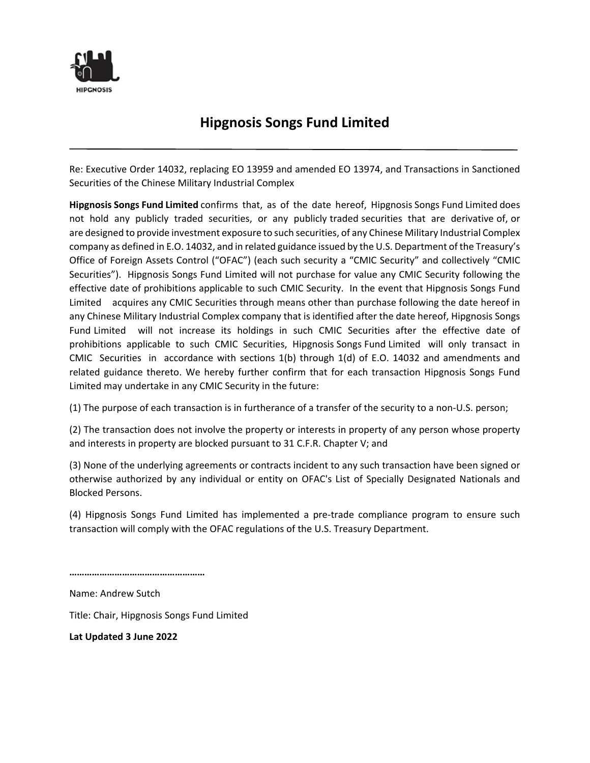HIPGNOSIS

# Hipgnosis Songs Fund Limited

---

Re: Executive Order 14032, replacing EO 13959 and amended EO 13974, and Transactions in Sanctioned Securities of the Chinese Military Industrial Complex

**Hipgnosis Songs Fund Limited** confirms that, as of the date hereof, Hipgnosis Songs Fund Limited does not hold any publicly traded securities, or any publicly traded securities that are derivative of, or are designed to provide investment exposure to such securities, of any Chinese Military Industrial Complex company as defined in E.O. 14032, and in related guidance issued by the U.S. Department of the Treasury's Office of Foreign Assets Control ("OFAC") (each such security a "CMIC Security" and collectively "CMIC Securities"). Hipgnosis Songs Fund Limited will not purchase for value any CMIC Security following the effective date of prohibitions applicable to such CMIC Security. In the event that Hipgnosis Songs Fund Limited acquires any CMIC Securities through means other than purchase following the date hereof in any Chinese Military Industrial Complex company that is identified after the date hereof, Hipgnosis Songs Fund Limited will not increase its holdings in such CMIC Securities after the effective date of prohibitions applicable to such CMIC Securities, Hipgnosis Songs Fund Limited will only transact in CMIC Securities in accordance with sections 1(b) through 1(d) of E.O. 14032 and amendments and related guidance thereto. We hereby further confirm that for each transaction Hipgnosis Songs Fund Limited may undertake in any CMIC Security in the future:

(1) The purpose of each transaction is in furtherance of a transfer of the security to a non-U.S. person;

(2) The transaction does not involve the property or interests in property of any person whose property and interests in property are blocked pursuant to 31 C.F.R. Chapter V; and

(3) None of the underlying agreements or contracts incident to any such transaction have been signed or otherwise authorized by any individual or entity on OFAC's List of Specially Designated Nationals and Blocked Persons.

(4) Hipgnosis Songs Fund Limited has implemented a pre-trade compliance program to ensure such transaction will comply with the OFAC regulations of the U.S. Treasury Department.

**……………………………………………**

Name: Andrew Sutch

Title: Chair, Hipgnosis Songs Fund Limited

**Lat Updated 3 June 2022**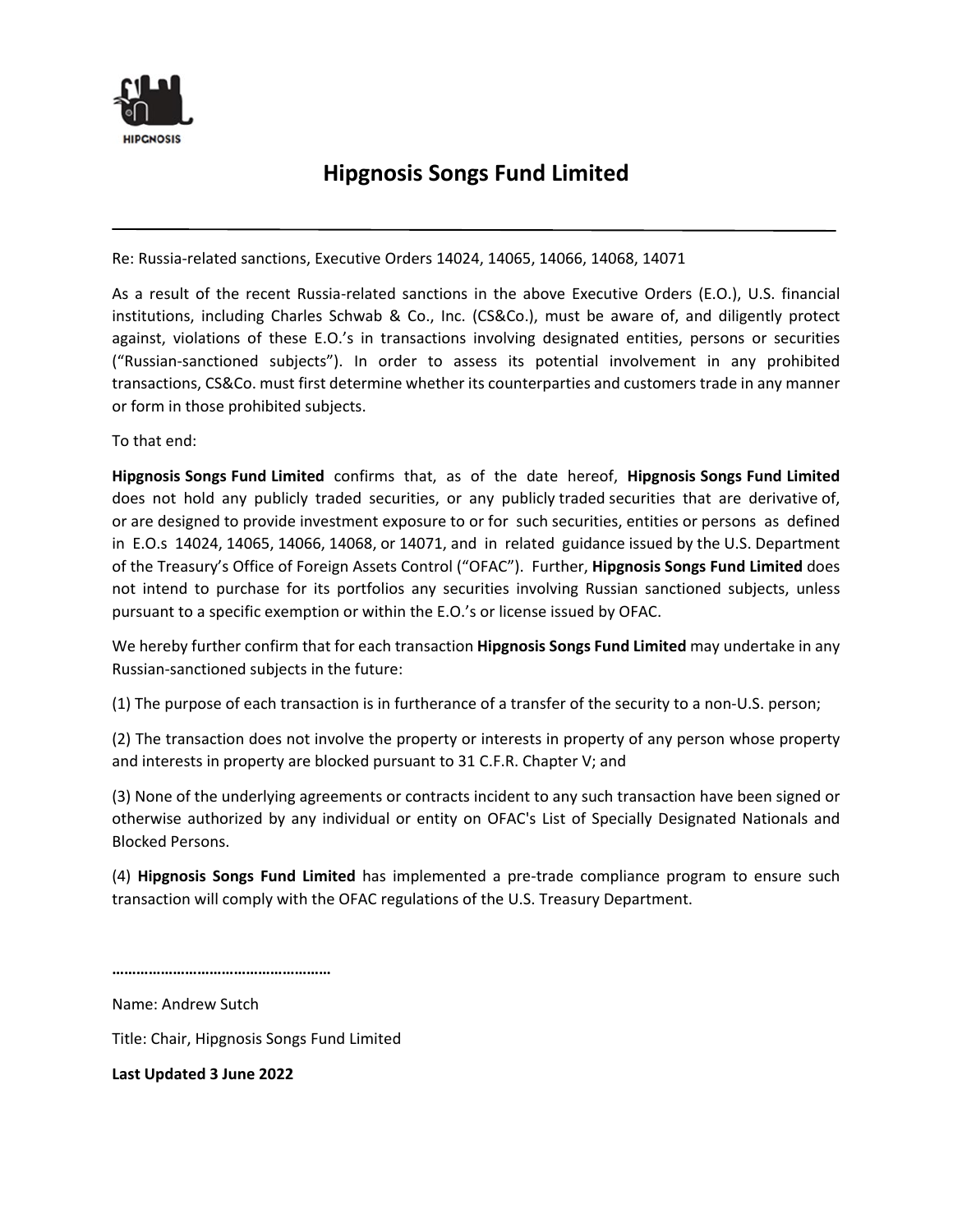HIPGNOSIS

# Hipgnosis Songs Fund Limited

---

Re: Russia-related sanctions, Executive Orders 14024, 14065, 14066, 14068, 14071

As a result of the recent Russia-related sanctions in the above Executive Orders (E.O.), U.S. financial institutions, including Charles Schwab & Co., Inc. (CS&Co.), must be aware of, and diligently protect against, violations of these E.O.'s in transactions involving designated entities, persons or securities ("Russian-sanctioned subjects"). In order to assess its potential involvement in any prohibited transactions, CS&Co. must first determine whether its counterparties and customers trade in any manner or form in those prohibited subjects.

To that end:

**Hipgnosis Songs Fund Limited** confirms that, as of the date hereof, **Hipgnosis Songs Fund Limited** does not hold any publicly traded securities, or any publicly traded securities that are derivative of, or are designed to provide investment exposure to or for such securities, entities or persons as defined in E.O.s 14024, 14065, 14066, 14068, or 14071, and in related guidance issued by the U.S. Department of the Treasury's Office of Foreign Assets Control ("OFAC"). Further, **Hipgnosis Songs Fund Limited** does not intend to purchase for its portfolios any securities involving Russian sanctioned subjects, unless pursuant to a specific exemption or within the E.O.'s or license issued by OFAC.

We hereby further confirm that for each transaction **Hipgnosis Songs Fund Limited** may undertake in any Russian-sanctioned subjects in the future:

(1) The purpose of each transaction is in furtherance of a transfer of the security to a non-U.S. person;

(2) The transaction does not involve the property or interests in property of any person whose property and interests in property are blocked pursuant to 31 C.F.R. Chapter V; and

(3) None of the underlying agreements or contracts incident to any such transaction have been signed or otherwise authorized by any individual or entity on OFAC's List of Specially Designated Nationals and Blocked Persons.

(4) **Hipgnosis Songs Fund Limited** has implemented a pre-trade compliance program to ensure such transaction will comply with the OFAC regulations of the U.S. Treasury Department.

……………………………………………

Name: Andrew Sutch

Title: Chair, Hipgnosis Songs Fund Limited

**Last Updated 3 June 2022**